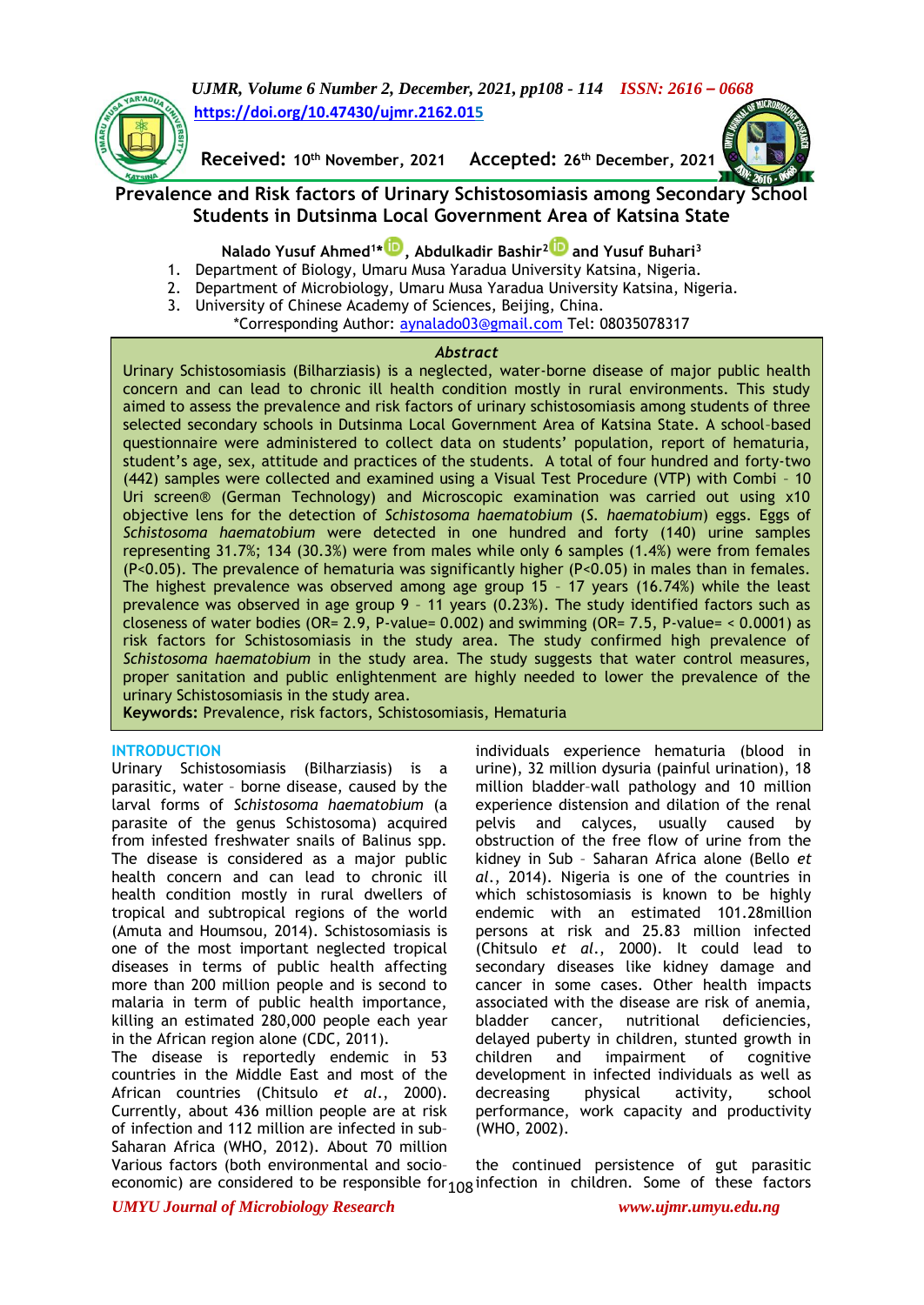# Prevalence and Risk factors of Urinary Schistosomiasis among Secondary School Students in Dutsinma Local Government Area of Katsina State

https://doi.org/10.47430/ujmr.2162.015

**Received:** 10th November, 2021 **Accepted:** 26th December, 2021

**Nalado Yusuf Ahmed[1*], Abdulkadir Bashir[2] and Yusuf Buhari[3]**

1. Department of Biology, Umaru Musa Yaradua University Katsina, Nigeria.
2. Department of Microbiology, Umaru Musa Yaradua University Katsina, Nigeria.
3. University of Chinese Academy of Sciences, Beijing, China.

*Corresponding Author: aynalado03@gmail.com Tel: 08035078317

### *Abstract*

Urinary Schistosomiasis (Bilharziasis) is a neglected, water-borne disease of major public health concern and can lead to chronic ill health condition mostly in rural environments. This study aimed to assess the prevalence and risk factors of urinary schistosomiasis among students of three selected secondary schools in Dutsinma Local Government Area of Katsina State. A school-based questionnaire were administered to collect data on students' population, report of hematuria, student's age, sex, attitude and practices of the students. A total of four hundred and forty-two (442) samples were collected and examined using a Visual Test Procedure (VTP) with Combi – 10 Uri screen® (German Technology) and Microscopic examination was carried out using x10 objective lens for the detection of *Schistosoma haematobium* (*S. haematobium*) eggs. Eggs of *Schistosoma haematobium* were detected in one hundred and forty (140) urine samples representing 31.7%; 134 (30.3%) were from males while only 6 samples (1.4%) were from females (P<0.05). The prevalence of hematuria was significantly higher (P<0.05) in males than in females. The highest prevalence was observed among age group 15 – 17 years (16.74%) while the least prevalence was observed in age group 9 – 11 years (0.23%). The study identified factors such as closeness of water bodies (OR= 2.9, P-value= 0.002) and swimming (OR= 7.5, P-value= < 0.0001) as risk factors for Schistosomiasis in the study area. The study confirmed high prevalence of *Schistosoma haematobium* in the study area. The study suggests that water control measures, proper sanitation and public enlightenment are highly needed to lower the prevalence of the urinary Schistosomiasis in the study area.

**Keywords:** Prevalence, risk factors, Schistosomiasis, Hematuria

## INTRODUCTION

Urinary Schistosomiasis (Bilharziasis) is a parasitic, water – borne disease, caused by the larval forms of *Schistosoma haematobium* (a parasite of the genus Schistosoma) acquired from infested freshwater snails of Balinus spp. The disease is considered as a major public health concern and can lead to chronic ill health condition mostly in rural dwellers of tropical and subtropical regions of the world (Amuta and Houmsou, 2014). Schistosomiasis is one of the most important neglected tropical diseases in terms of public health affecting more than 200 million people and is second to malaria in term of public health importance, killing an estimated 280,000 people each year in the African region alone (CDC, 2011).

The disease is reportedly endemic in 53 countries in the Middle East and most of the African countries (Chitsulo *et al.*, 2000). Currently, about 436 million people are at risk of infection and 112 million are infected in sub-Saharan Africa (WHO, 2012). About 70 million individuals experience hematuria (blood in urine), 32 million dysuria (painful urination), 18 million bladder-wall pathology and 10 million experience distension and dilation of the renal pelvis and calyces, usually caused by obstruction of the free flow of urine from the kidney in Sub – Saharan Africa alone (Bello *et al.*, 2014). Nigeria is one of the countries in which schistosomiasis is known to be highly endemic with an estimated 101.28million persons at risk and 25.83 million infected (Chitsulo *et al.*, 2000). It could lead to secondary diseases like kidney damage and cancer in some cases. Other health impacts associated with the disease are risk of anemia, bladder cancer, nutritional deficiencies, delayed puberty in children, stunted growth in children and impairment of cognitive development in infected individuals as well as decreasing physical activity, school performance, work capacity and productivity (WHO, 2002).

Various factors (both environmental and socio-economic) are considered to be responsible for the continued persistence of gut parasitic infection in children. Some of these factors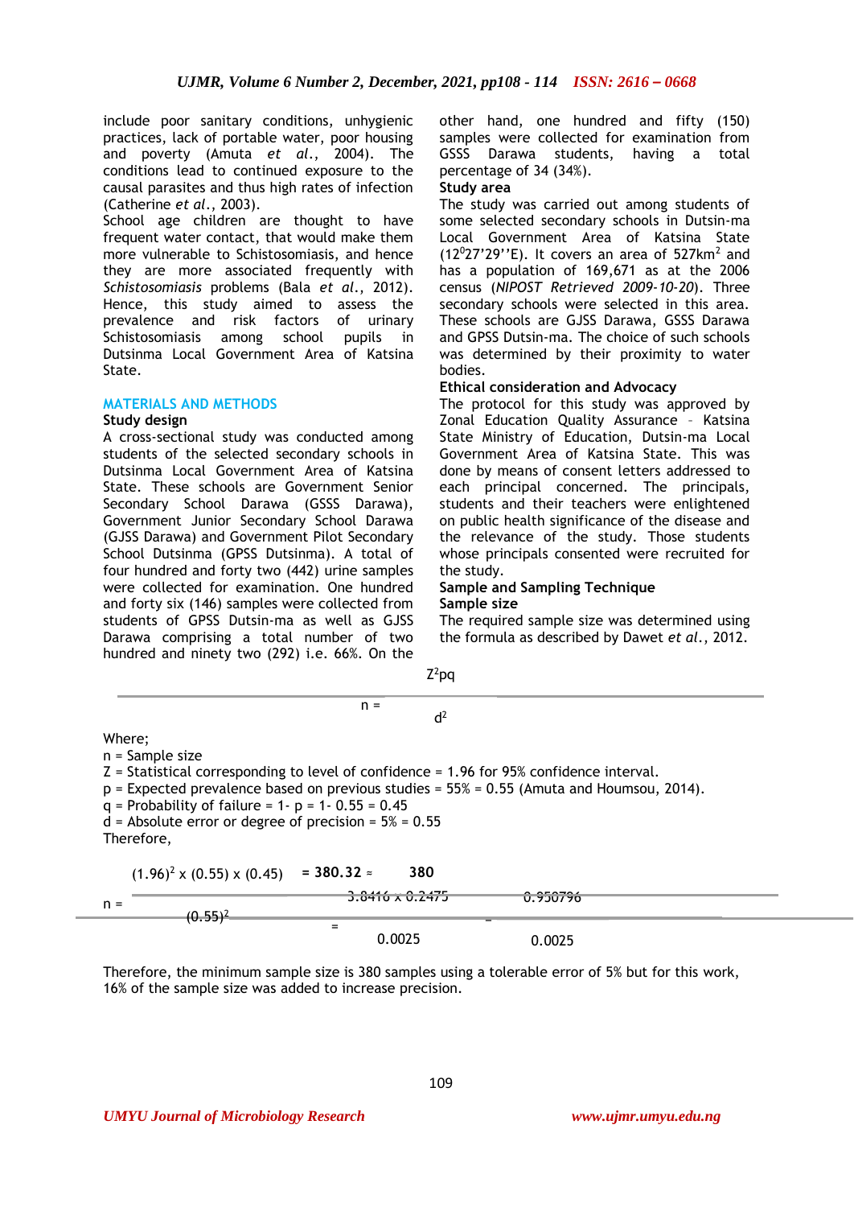include poor sanitary conditions, unhygienic practices, lack of portable water, poor housing and poverty (Amuta *et al.*, 2004). The conditions lead to continued exposure to the causal parasites and thus high rates of infection (Catherine *et al.*, 2003).

School age children are thought to have frequent water contact, that would make them more vulnerable to Schistosomiasis, and hence they are more associated frequently with *Schistosomiasis* problems (Bala *et al.*, 2012). Hence, this study aimed to assess the prevalence and risk factors of urinary Schistosomiasis among school pupils in Dutsinma Local Government Area of Katsina State.

## MATERIALS AND METHODS

### Study design

A cross-sectional study was conducted among students of the selected secondary schools in Dutsinma Local Government Area of Katsina State. These schools are Government Senior Secondary School Darawa (GSSS Darawa), Government Junior Secondary School Darawa (GJSS Darawa) and Government Pilot Secondary School Dutsinma (GPSS Dutsinma). A total of four hundred and forty two (442) urine samples were collected for examination. One hundred and forty six (146) samples were collected from students of GPSS Dutsin-ma as well as GJSS Darawa comprising a total number of two hundred and ninety two (292) i.e. 66%. On the other hand, one hundred and fifty (150) samples were collected for examination from GSSS Darawa students, having a total percentage of 34 (34%).

### Study area

The study was carried out among students of some selected secondary schools in Dutsin-ma Local Government Area of Katsina State ($12^0$27'29''E). It covers an area of 527km$^2$ and has a population of 169,671 as at the 2006 census (*NIPOST Retrieved 2009-10-20*). Three secondary schools were selected in this area. These schools are GJSS Darawa, GSSS Darawa and GPSS Dutsin-ma. The choice of such schools was determined by their proximity to water bodies.

### Ethical consideration and Advocacy

The protocol for this study was approved by Zonal Education Quality Assurance – Katsina State Ministry of Education, Dutsin-ma Local Government Area of Katsina State. This was done by means of consent letters addressed to each principal concerned. The principals, students and their teachers were enlightened on public health significance of the disease and the relevance of the study. Those students whose principals consented were recruited for the study.

### Sample and Sampling Technique

### Sample size

The required sample size was determined using the formula as described by Dawet *et al.*, 2012.

$$n = \frac{Z^2pq}{d^2}$$

Where;

n = Sample size

Z = Statistical corresponding to level of confidence = 1.96 for 95% confidence interval.

p = Expected prevalence based on previous studies = 55% = 0.55 (Amuta and Houmsou, 2014).

q = Probability of failure = 1- p = 1- 0.55 = 0.45

d = Absolute error or degree of precision = 5% = 0.55

Therefore,

$$n = \frac{(1.96)^2 \times (0.55) \times (0.45)}{(0.55)^2} = \frac{3.8416 \times 0.2475}{0.0025} = \frac{0.950796}{0.0025} = \mathbf{380.32} \approx \mathbf{380}$$

Therefore, the minimum sample size is 380 samples using a tolerable error of 5% but for this work, 16% of the sample size was added to increase precision.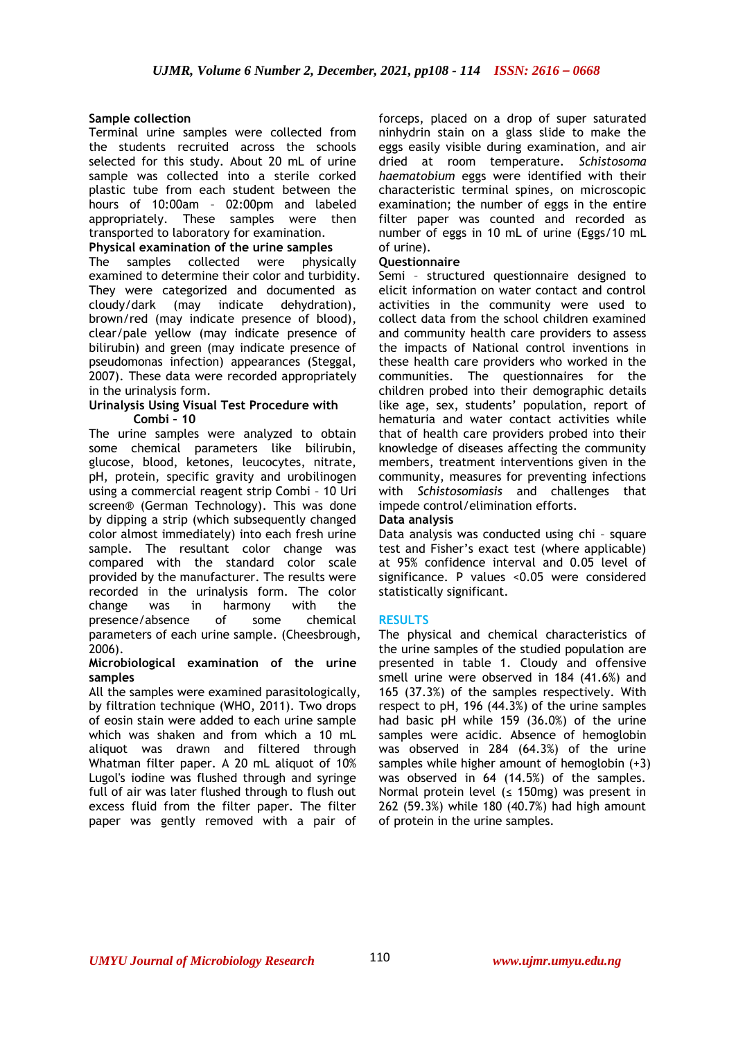### Sample collection

Terminal urine samples were collected from the students recruited across the schools selected for this study. About 20 mL of urine sample was collected into a sterile corked plastic tube from each student between the hours of 10:00am – 02:00pm and labeled appropriately. These samples were then transported to laboratory for examination.

### Physical examination of the urine samples

The samples collected were physically examined to determine their color and turbidity. They were categorized and documented as cloudy/dark (may indicate dehydration), brown/red (may indicate presence of blood), clear/pale yellow (may indicate presence of bilirubin) and green (may indicate presence of pseudomonas infection) appearances (Steggal, 2007). These data were recorded appropriately in the urinalysis form.

### Urinalysis Using Visual Test Procedure with Combi – 10

The urine samples were analyzed to obtain some chemical parameters like bilirubin, glucose, blood, ketones, leucocytes, nitrate, pH, protein, specific gravity and urobilinogen using a commercial reagent strip Combi – 10 Uri screen® (German Technology). This was done by dipping a strip (which subsequently changed color almost immediately) into each fresh urine sample. The resultant color change was compared with the standard color scale provided by the manufacturer. The results were recorded in the urinalysis form. The color change was in harmony with the presence/absence of some chemical parameters of each urine sample. (Cheesbrough, 2006).

### Microbiological examination of the urine samples

All the samples were examined parasitologically, by filtration technique (WHO, 2011). Two drops of eosin stain were added to each urine sample which was shaken and from which a 10 mL aliquot was drawn and filtered through Whatman filter paper. A 20 mL aliquot of 10% Lugol's iodine was flushed through and syringe full of air was later flushed through to flush out excess fluid from the filter paper. The filter paper was gently removed with a pair of forceps, placed on a drop of super saturated ninhydrin stain on a glass slide to make the eggs easily visible during examination, and air dried at room temperature. *Schistosoma haematobium* eggs were identified with their characteristic terminal spines, on microscopic examination; the number of eggs in the entire filter paper was counted and recorded as number of eggs in 10 mL of urine (Eggs/10 mL of urine).

### Questionnaire

Semi – structured questionnaire designed to elicit information on water contact and control activities in the community were used to collect data from the school children examined and community health care providers to assess the impacts of National control inventions in these health care providers who worked in the communities. The questionnaires for the children probed into their demographic details like age, sex, students' population, report of hematuria and water contact activities while that of health care providers probed into their knowledge of diseases affecting the community members, treatment interventions given in the community, measures for preventing infections with *Schistosomiasis* and challenges that impede control/elimination efforts.

### Data analysis

Data analysis was conducted using chi – square test and Fisher's exact test (where applicable) at 95% confidence interval and 0.05 level of significance. P values <0.05 were considered statistically significant.

## RESULTS

The physical and chemical characteristics of the urine samples of the studied population are presented in table 1. Cloudy and offensive smell urine were observed in 184 (41.6%) and 165 (37.3%) of the samples respectively. With respect to pH, 196 (44.3%) of the urine samples had basic pH while 159 (36.0%) of the urine samples were acidic. Absence of hemoglobin was observed in 284 (64.3%) of the urine samples while higher amount of hemoglobin (+3) was observed in 64 (14.5%) of the samples. Normal protein level (≤ 150mg) was present in 262 (59.3%) while 180 (40.7%) had high amount of protein in the urine samples.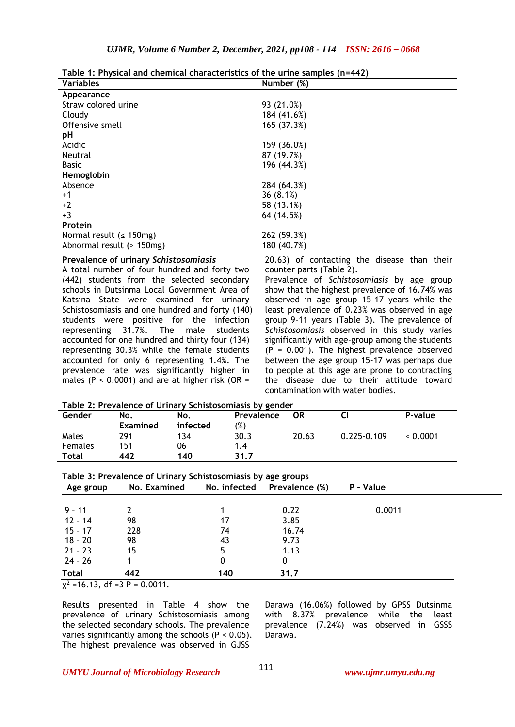**Table 1: Physical and chemical characteristics of the urine samples (n=442)**

| Variables | Number (%) |
|---|---|
| **Appearance** | |
| Straw colored urine | 93 (21.0%) |
| Cloudy | 184 (41.6%) |
| Offensive smell | 165 (37.3%) |
| **pH** | |
| Acidic | 159 (36.0%) |
| Neutral | 87 (19.7%) |
| Basic | 196 (44.3%) |
| **Hemoglobin** | |
| Absence | 284 (64.3%) |
| +1 | 36 (8.1%) |
| +2 | 58 (13.1%) |
| +3 | 64 (14.5%) |
| **Protein** | |
| Normal result (≤ 150mg) | 262 (59.3%) |
| Abnormal result (> 150mg) | 180 (40.7%) |

### Prevalence of urinary *Schistosomiasis*

A total number of four hundred and forty two (442) students from the selected secondary schools in Dutsinma Local Government Area of Katsina State were examined for urinary Schistosomiasis and one hundred and forty (140) students were positive for the infection representing 31.7%. The male students accounted for one hundred and thirty four (134) representing 30.3% while the female students accounted for only 6 representing 1.4%. The prevalence rate was significantly higher in males ($P < 0.0001$) and are at higher risk (OR = 20.63) of contacting the disease than their counter parts (Table 2).

Prevalence of *Schistosomiasis* by age group show that the highest prevalence of 16.74% was observed in age group 15-17 years while the least prevalence of 0.23% was observed in age group 9-11 years (Table 3). The prevalence of *Schistosomiasis* observed in this study varies significantly with age-group among the students ($P = 0.001$). The highest prevalence observed between the age group 15-17 was perhaps due to people at this age are prone to contracting the disease due to their attitude toward contamination with water bodies.

**Table 2: Prevalence of Urinary Schistosomiasis by gender**

| Gender | No. Examined | No. infected | Prevalence (%) | OR | CI | P-value |
|---|---|---|---|---|---|---|
| Males | 291 | 134 | 30.3 | 20.63 | 0.225-0.109 | < 0.0001 |
| Females | 151 | 06 | 1.4 | | | |
| **Total** | **442** | **140** | **31.7** | | | |

**Table 3: Prevalence of Urinary Schistosomiasis by age groups**

| Age group | No. Examined | No. infected | Prevalence (%) | P - Value |
|---|---|---|---|---|
| 9 - 11 | 2 | 1 | 0.22 | 0.0011 |
| 12 - 14 | 98 | 17 | 3.85 | |
| 15 - 17 | 228 | 74 | 16.74 | |
| 18 - 20 | 98 | 43 | 9.73 | |
| 21 - 23 | 15 | 5 | 1.13 | |
| 24 - 26 | 1 | 0 | 0 | |
| **Total** | **442** | **140** | **31.7** | |

$\chi^2 = 16.13$, df $= 3$ $P = 0.0011$.

Results presented in Table 4 show the prevalence of urinary Schistosomiasis among the selected secondary schools. The prevalence varies significantly among the schools ($P < 0.05$). The highest prevalence was observed in GJSS Darawa (16.06%) followed by GPSS Dutsinma with 8.37% prevalence while the least prevalence (7.24%) was observed in GSSS Darawa.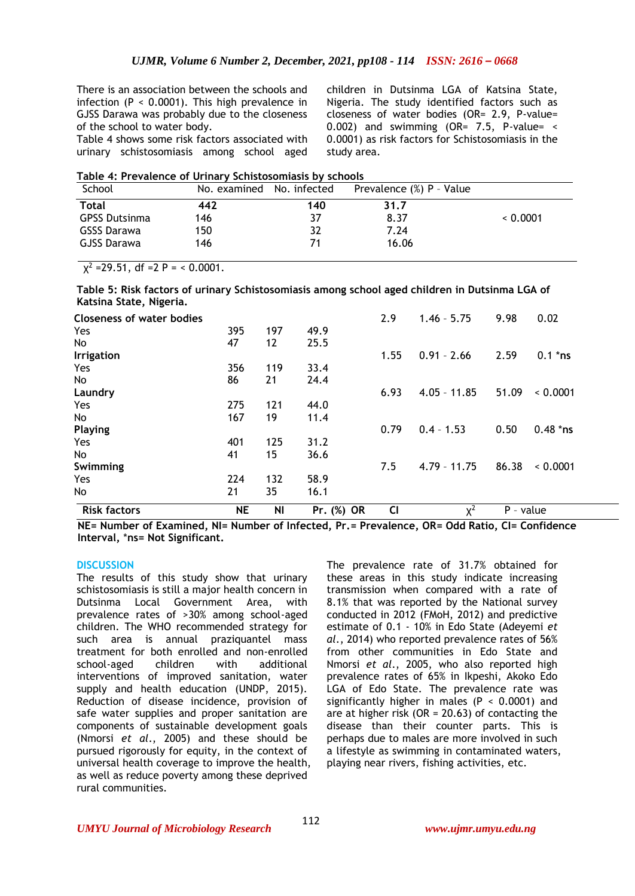There is an association between the schools and infection (P < 0.0001). This high prevalence in GJSS Darawa was probably due to the closeness of the school to water body.

Table 4 shows some risk factors associated with urinary schistosomiasis among school aged children in Dutsinma LGA of Katsina State, Nigeria. The study identified factors such as closeness of water bodies (OR= 2.9, P-value= 0.002) and swimming (OR= 7.5, P-value= < 0.0001) as risk factors for Schistosomiasis in the study area.

**Table 4: Prevalence of Urinary Schistosomiasis by schools**

| School | No. examined | No. infected | Prevalence (%) | P - Value |
|---|---|---|---|---|
| **Total** | **442** | **140** | **31.7** | |
| GPSS Dutsinma | 146 | 37 | 8.37 | < 0.0001 |
| GSSS Darawa | 150 | 32 | 7.24 | |
| GJSS Darawa | 146 | 71 | 16.06 | |

$\chi^2$ =29.51, df =2 P = < 0.0001.

**Table 5: Risk factors of urinary Schistosomiasis among school aged children in Dutsinma LGA of Katsina State, Nigeria.**

| Risk factors | NE | NI | Pr. (%) | OR | CI | $\chi^2$ | P - value |
|---|---|---|---|---|---|---|---|
| **Closeness of water bodies** | | | | 2.9 | 1.46 - 5.75 | 9.98 | 0.02 |
| Yes | 395 | 197 | 49.9 | | | | |
| No | 47 | 12 | 25.5 | | | | |
| **Irrigation** | | | | 1.55 | 0.91 - 2.66 | 2.59 | 0.1 *ns |
| Yes | 356 | 119 | 33.4 | | | | |
| No | 86 | 21 | 24.4 | | | | |
| **Laundry** | | | | 6.93 | 4.05 - 11.85 | 51.09 | < 0.0001 |
| Yes | 275 | 121 | 44.0 | | | | |
| No | 167 | 19 | 11.4 | | | | |
| **Playing** | | | | 0.79 | 0.4 - 1.53 | 0.50 | 0.48 *ns |
| Yes | 401 | 125 | 31.2 | | | | |
| No | 41 | 15 | 36.6 | | | | |
| **Swimming** | | | | 7.5 | 4.79 - 11.75 | 86.38 | < 0.0001 |
| Yes | 224 | 132 | 58.9 | | | | |
| No | 21 | 35 | 16.1 | | | | |

**NE= Number of Examined, NI= Number of Infected, Pr.= Prevalence, OR= Odd Ratio, CI= Confidence Interval, *ns= Not Significant.**

## DISCUSSION

The results of this study show that urinary schistosomiasis is still a major health concern in Dutsinma Local Government Area, with prevalence rates of >30% among school-aged children. The WHO recommended strategy for such area is annual praziquantel mass treatment for both enrolled and non-enrolled school-aged children with additional interventions of improved sanitation, water supply and health education (UNDP, 2015). Reduction of disease incidence, provision of safe water supplies and proper sanitation are components of sustainable development goals (Nmorsi *et al*., 2005) and these should be pursued rigorously for equity, in the context of universal health coverage to improve the health, as well as reduce poverty among these deprived rural communities.

The prevalence rate of 31.7% obtained for these areas in this study indicate increasing transmission when compared with a rate of 8.1% that was reported by the National survey conducted in 2012 (FMoH, 2012) and predictive estimate of 0.1 - 10% in Edo State (Adeyemi *et al.*, 2014) who reported prevalence rates of 56% from other communities in Edo State and Nmorsi *et al.*, 2005, who also reported high prevalence rates of 65% in Ikpeshi, Akoko Edo LGA of Edo State. The prevalence rate was significantly higher in males (P < 0.0001) and are at higher risk (OR = 20.63) of contacting the disease than their counter parts. This is perhaps due to males are more involved in such a lifestyle as swimming in contaminated waters, playing near rivers, fishing activities, etc.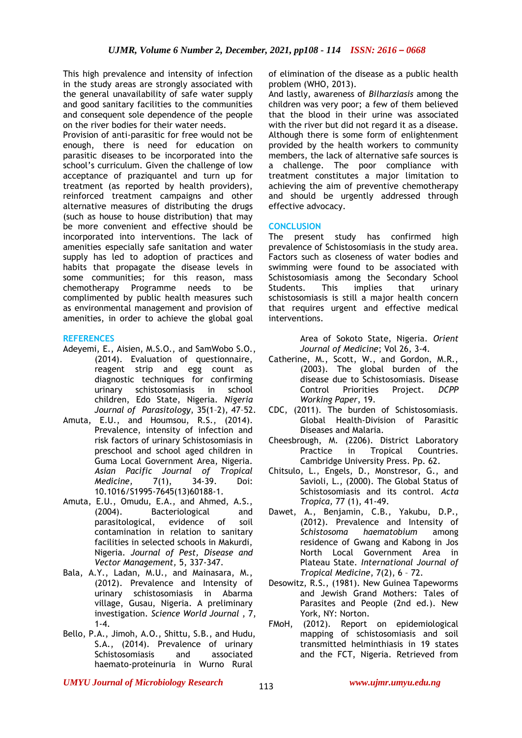This high prevalence and intensity of infection in the study areas are strongly associated with the general unavailability of safe water supply and good sanitary facilities to the communities and consequent sole dependence of the people on the river bodies for their water needs.

Provision of anti-parasitic for free would not be enough, there is need for education on parasitic diseases to be incorporated into the school's curriculum. Given the challenge of low acceptance of praziquantel and turn up for treatment (as reported by health providers), reinforced treatment campaigns and other alternative measures of distributing the drugs (such as house to house distribution) that may be more convenient and effective should be incorporated into interventions. The lack of amenities especially safe sanitation and water supply has led to adoption of practices and habits that propagate the disease levels in some communities; for this reason, mass chemotherapy Programme needs to be complimented by public health measures such as environmental management and provision of amenities, in order to achieve the global goal of elimination of the disease as a public health problem (WHO, 2013).

And lastly, awareness of *Bilharziasis* among the children was very poor; a few of them believed that the blood in their urine was associated with the river but did not regard it as a disease. Although there is some form of enlightenment provided by the health workers to community members, the lack of alternative safe sources is a challenge. The poor compliance with treatment constitutes a major limitation to achieving the aim of preventive chemotherapy and should be urgently addressed through effective advocacy.

## CONCLUSION

The present study has confirmed high prevalence of Schistosomiasis in the study area. Factors such as closeness of water bodies and swimming were found to be associated with Schistosomiasis among the Secondary School Students. This implies that urinary schistosomiasis is still a major health concern that requires urgent and effective medical interventions.

## REFERENCES

Adeyemi, E., Aisien, M.S.O., and SamWobo S.O., (2014). Evaluation of questionnaire, reagent strip and egg count as diagnostic techniques for confirming urinary schistosomiasis in school children, Edo State, Nigeria. *Nigeria Journal of Parasitology*, 35(1–2), 47–52.

Amuta, E.U., and Houmsou, R.S., (2014). Prevalence, intensity of infection and risk factors of urinary Schistosomiasis in preschool and school aged children in Guma Local Government Area, Nigeria. *Asian Pacific Journal of Tropical Medicine,* 7(1), 34-39. Doi: 10.1016/S1995-7645(13)60188-1.

Amuta, E.U., Omudu, E.A., and Ahmed, A.S., (2004). Bacteriological and parasitological, evidence of soil contamination in relation to sanitary facilities in selected schools in Makurdi, Nigeria. *Journal of Pest, Disease and Vector Management,* 5, 337-347.

Bala, A.Y., Ladan, M.U., and Mainasara, M., (2012). Prevalence and Intensity of urinary schistosomiasis in Abarma village, Gusau, Nigeria. A preliminary investigation. *Science World Journal* , 7, 1-4.

Bello, P.A., Jimoh, A.O., Shittu, S.B., and Hudu, S.A., (2014). Prevalence of urinary Schistosomiasis and associated haemato-proteinuria in Wurno Rural Area of Sokoto State, Nigeria. *Orient Journal of Medicine*; Vol 26, 3-4.

Catherine, M., Scott, W., and Gordon, M.R., (2003). The global burden of the disease due to Schistosomiasis. Disease Control Priorities Project. *DCPP Working Paper*, 19.

CDC, (2011). The burden of Schistosomiasis. Global Health-Division of Parasitic Diseases and Malaria.

Cheesbrough, M. (2206). District Laboratory Practice in Tropical Countries. Cambridge University Press. Pp. 62.

Chitsulo, L., Engels, D., Monstresor, G., and Savioli, L., (2000). The Global Status of Schistosomiasis and its control. *Acta Tropica,* 77 (1), 41-49.

Dawet, A., Benjamin, C.B., Yakubu, D.P., (2012). Prevalence and Intensity of *Schistosoma haematobium* among residence of Gwang and Kabong in Jos North Local Government Area in Plateau State. *International Journal of Tropical Medicine*, 7(2), 6 – 72.

Desowitz, R.S., (1981). New Guinea Tapeworms and Jewish Grand Mothers: Tales of Parasites and People (2nd ed.). New York, NY: Norton.

FMoH, (2012). Report on epidemiological mapping of schistosomiasis and soil transmitted helminthiasis in 19 states and the FCT, Nigeria. Retrieved from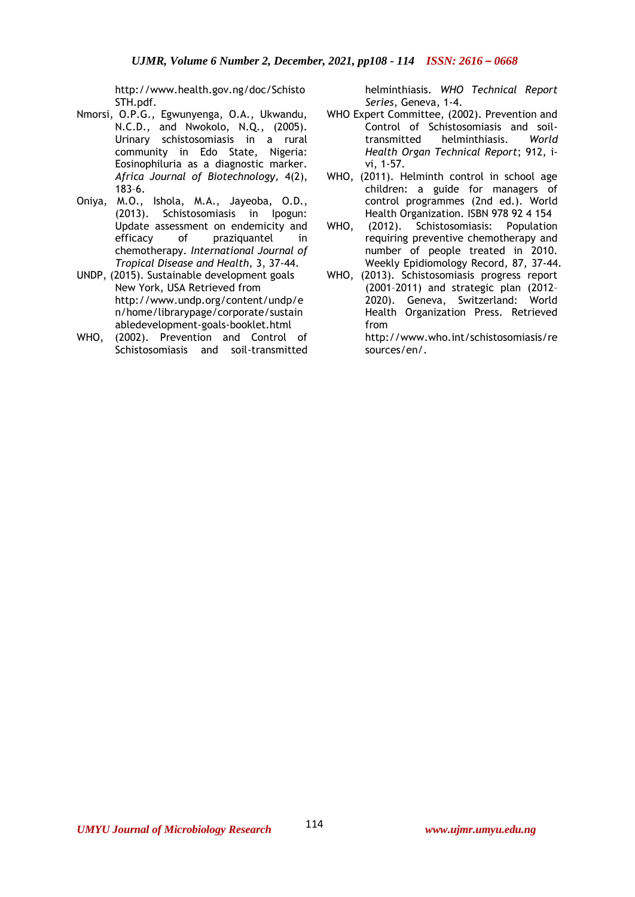http://www.health.gov.ng/doc/SchistoSTH.pdf.

Nmorsi, O.P.G., Egwunyenga, O.A., Ukwandu, N.C.D., and Nwokolo, N.Q., (2005). Urinary schistosomiasis in a rural community in Edo State, Nigeria: Eosinophiluria as a diagnostic marker. *Africa Journal of Biotechnology,* 4(2), 183–6.

Oniya, M.O., Ishola, M.A., Jayeoba, O.D., (2013). Schistosomiasis in Ipogun: Update assessment on endemicity and efficacy of praziquantel in chemotherapy. *International Journal of Tropical Disease and Health,* 3, 37-44.

UNDP, (2015). Sustainable development goals New York, USA Retrieved from http://www.undp.org/content/undp/en/home/librarypage/corporate/sustainabledevelopment-goals-booklet.html

WHO, (2002). Prevention and Control of Schistosomiasis and soil-transmitted helminthiasis. *WHO Technical Report Series*, Geneva, 1-4.

WHO Expert Committee, (2002). Prevention and Control of Schistosomiasis and soil-transmitted helminthiasis. *World Health Organ Technical Report*; 912, i-vi, 1-57.

WHO, (2011). Helminth control in school age children: a guide for managers of control programmes (2nd ed.). World Health Organization. ISBN 978 92 4 154

WHO, (2012). Schistosomiasis: Population requiring preventive chemotherapy and number of people treated in 2010. Weekly Epidiomology Record, 87, 37-44.

WHO, (2013). Schistosomiasis progress report (2001–2011) and strategic plan (2012–2020). Geneva, Switzerland: World Health Organization Press. Retrieved from http://www.who.int/schistosomiasis/resources/en/.